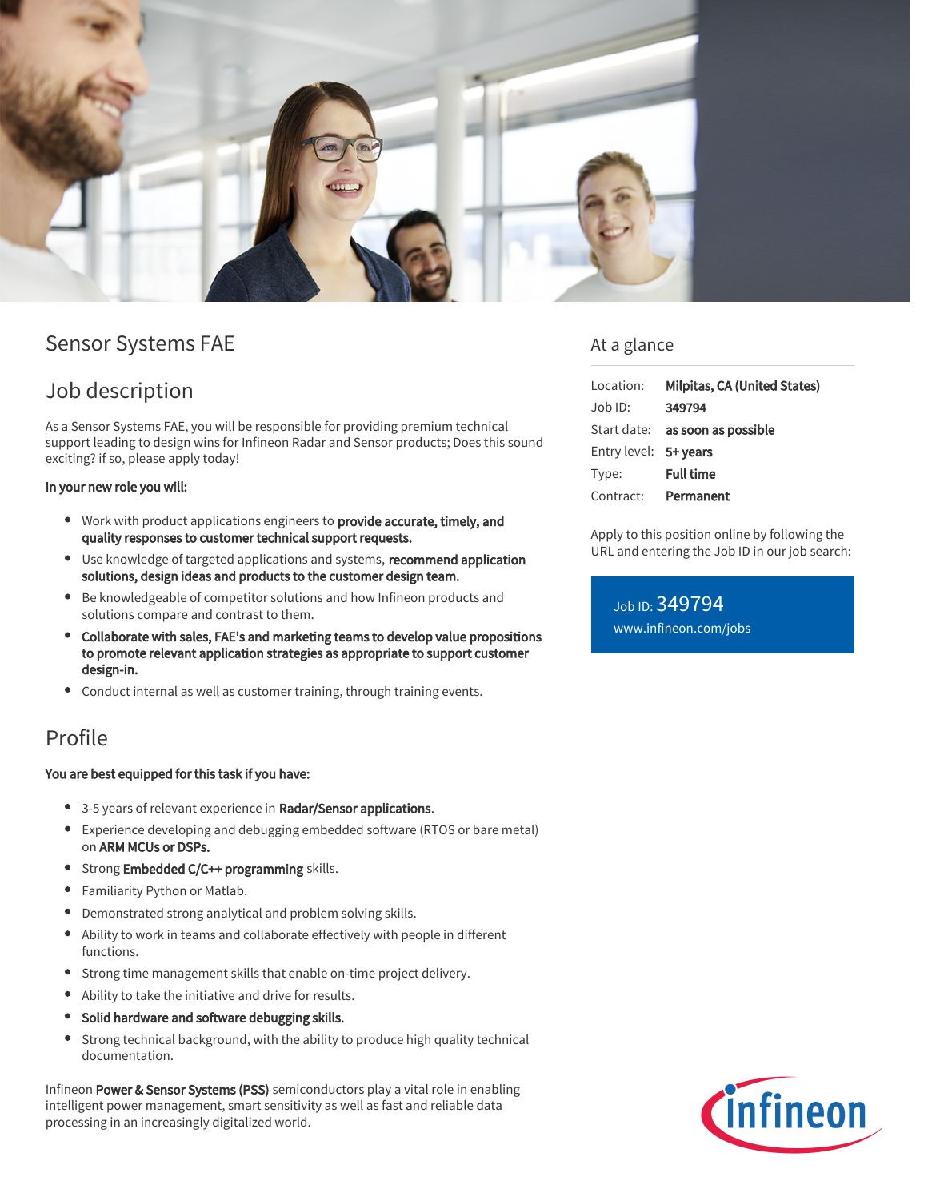# Sensor Systems FAE

## Job description

As a Sensor Systems FAE, you will be responsible for providing premium technical support leading to design wins for Infineon Radar and Sensor products; Does this sound exciting? if so, please apply today!

**In your new role you will:**

- Work with product applications engineers to **provide accurate, timely, and quality responses to customer technical support requests.**
- Use knowledge of targeted applications and systems, **recommend application solutions, design ideas and products to the customer design team.**
- Be knowledgeable of competitor solutions and how Infineon products and solutions compare and contrast to them.
- **Collaborate with sales, FAE's and marketing teams to develop value propositions to promote relevant application strategies as appropriate to support customer design-in.**
- Conduct internal as well as customer training, through training events.

## Profile

**You are best equipped for this task if you have:**

- 3-5 years of relevant experience in **Radar/Sensor applications**.
- Experience developing and debugging embedded software (RTOS or bare metal) on **ARM MCUs or DSPs.**
- Strong **Embedded C/C++ programming** skills.
- Familiarity Python or Matlab.
- Demonstrated strong analytical and problem solving skills.
- Ability to work in teams and collaborate effectively with people in different functions.
- Strong time management skills that enable on-time project delivery.
- Ability to take the initiative and drive for results.
- **Solid hardware and software debugging skills.**
- Strong technical background, with the ability to produce high quality technical documentation.

Infineon **Power & Sensor Systems (PSS)** semiconductors play a vital role in enabling intelligent power management, smart sensitivity as well as fast and reliable data processing in an increasingly digitalized world.

## At a glance

| | |
|---|---|
| Location: | **Milpitas, CA (United States)** |
| Job ID: | **349794** |
| Start date: | **as soon as possible** |
| Entry level: | **5+ years** |
| Type: | **Full time** |
| Contract: | **Permanent** |

Apply to this position online by following the URL and entering the Job ID in our job search:

Job ID: 349794
www.infineon.com/jobs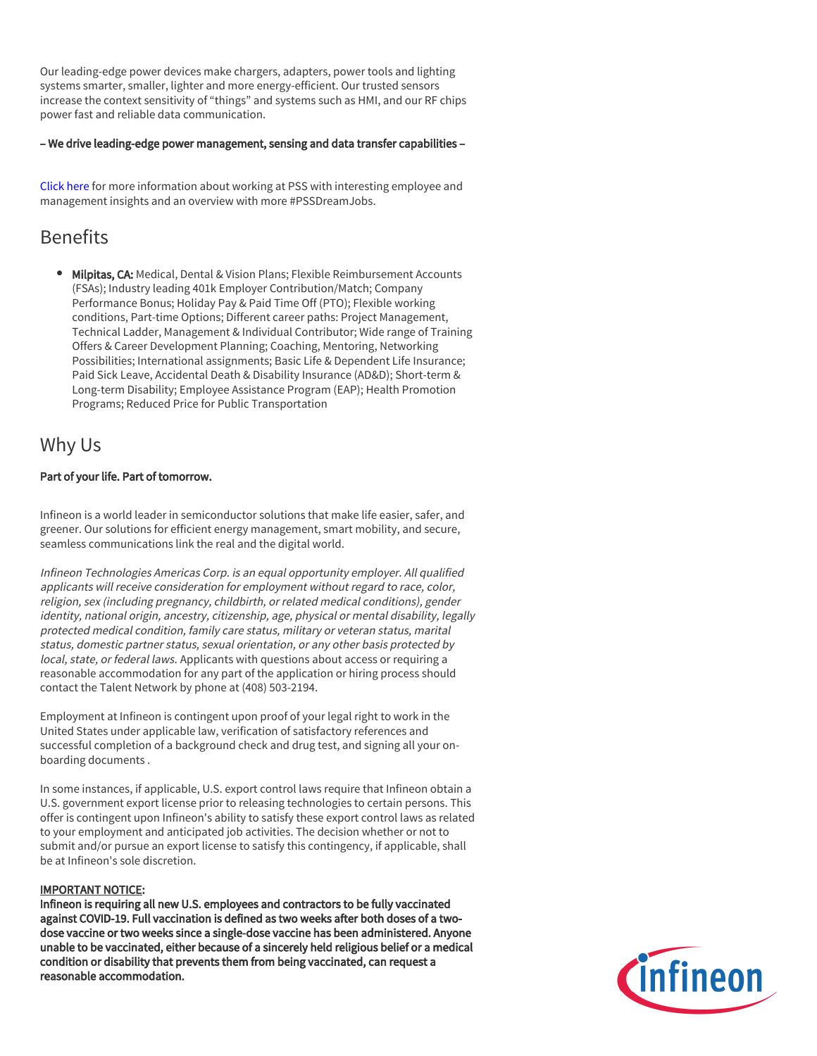Our leading-edge power devices make chargers, adapters, power tools and lighting systems smarter, smaller, lighter and more energy-efficient. Our trusted sensors increase the context sensitivity of “things” and systems such as HMI, and our RF chips power fast and reliable data communication.

**– We drive leading-edge power management, sensing and data transfer capabilities –**

Click here for more information about working at PSS with interesting employee and management insights and an overview with more #PSSDreamJobs.

## Benefits

- **Milpitas, CA:** Medical, Dental & Vision Plans; Flexible Reimbursement Accounts (FSAs); Industry leading 401k Employer Contribution/Match; Company Performance Bonus; Holiday Pay & Paid Time Off (PTO); Flexible working conditions, Part-time Options; Different career paths: Project Management, Technical Ladder, Management & Individual Contributor; Wide range of Training Offers & Career Development Planning; Coaching, Mentoring, Networking Possibilities; International assignments; Basic Life & Dependent Life Insurance; Paid Sick Leave, Accidental Death & Disability Insurance (AD&D); Short-term & Long-term Disability; Employee Assistance Program (EAP); Health Promotion Programs; Reduced Price for Public Transportation

## Why Us

**Part of your life. Part of tomorrow.**

Infineon is a world leader in semiconductor solutions that make life easier, safer, and greener. Our solutions for efficient energy management, smart mobility, and secure, seamless communications link the real and the digital world.

*Infineon Technologies Americas Corp. is an equal opportunity employer. All qualified applicants will receive consideration for employment without regard to race, color, religion, sex (including pregnancy, childbirth, or related medical conditions), gender identity, national origin, ancestry, citizenship, age, physical or mental disability, legally protected medical condition, family care status, military or veteran status, marital status, domestic partner status, sexual orientation, or any other basis protected by local, state, or federal laws.* Applicants with questions about access or requiring a reasonable accommodation for any part of the application or hiring process should contact the Talent Network by phone at (408) 503-2194.

Employment at Infineon is contingent upon proof of your legal right to work in the United States under applicable law, verification of satisfactory references and successful completion of a background check and drug test, and signing all your on-boarding documents .

In some instances, if applicable, U.S. export control laws require that Infineon obtain a U.S. government export license prior to releasing technologies to certain persons. This offer is contingent upon Infineon's ability to satisfy these export control laws as related to your employment and anticipated job activities. The decision whether or not to submit and/or pursue an export license to satisfy this contingency, if applicable, shall be at Infineon's sole discretion.

**IMPORTANT NOTICE:**
**Infineon is requiring all new U.S. employees and contractors to be fully vaccinated against COVID-19. Full vaccination is defined as two weeks after both doses of a two-dose vaccine or two weeks since a single-dose vaccine has been administered. Anyone unable to be vaccinated, either because of a sincerely held religious belief or a medical condition or disability that prevents them from being vaccinated, can request a reasonable accommodation.**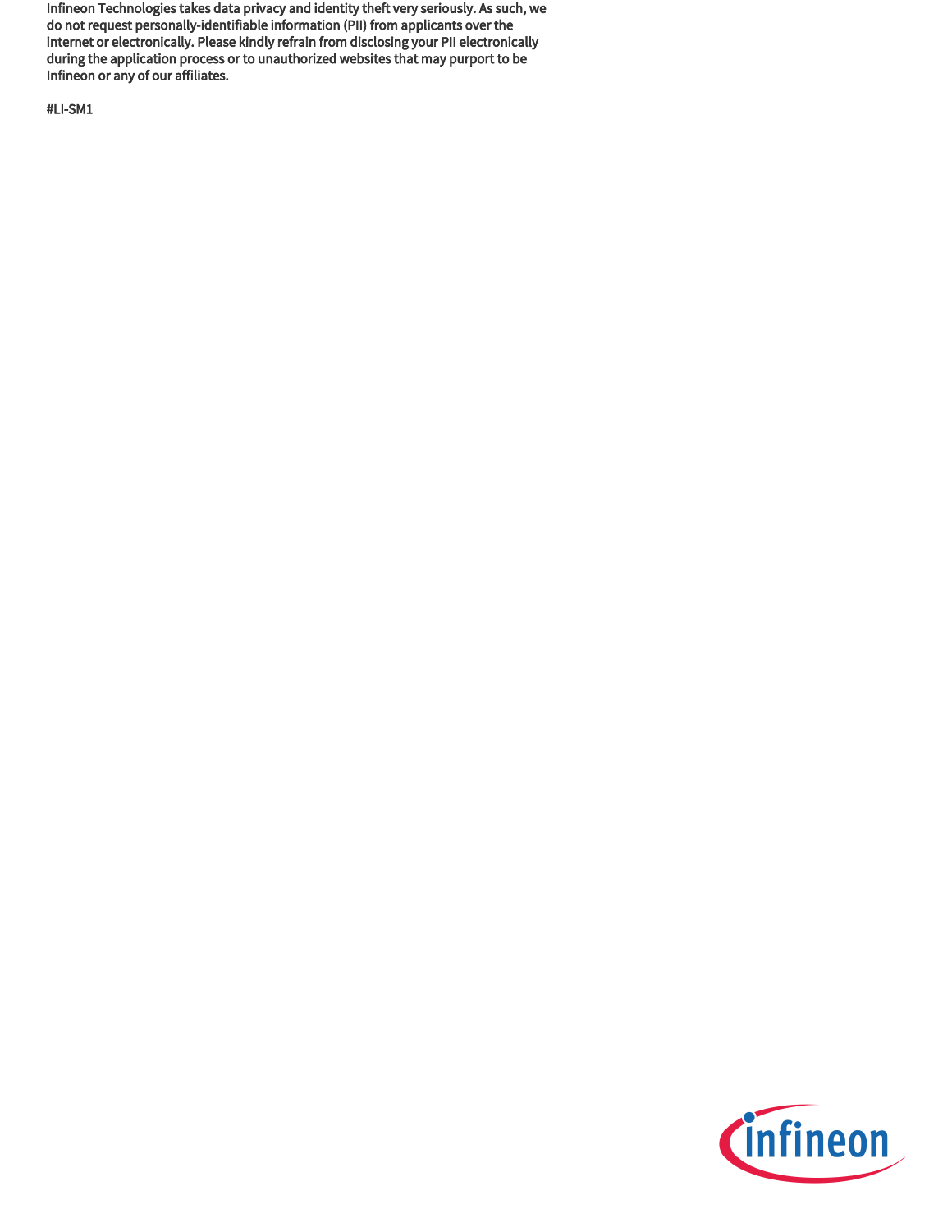Infineon Technologies takes data privacy and identity theft very seriously. As such, we do not request personally-identifiable information (PII) from applicants over the internet or electronically. Please kindly refrain from disclosing your PII electronically during the application process or to unauthorized websites that may purport to be Infineon or any of our affiliates.

#LI-SM1